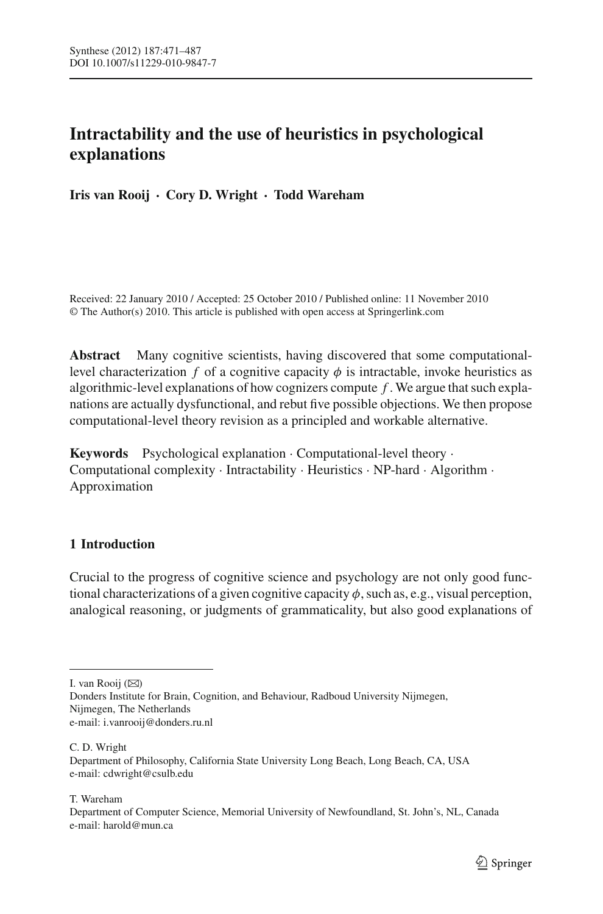# Intractability and the use of heuristics in psychological explanations

**Iris van Rooij · Cory D. Wright · Todd Wareham**

Received: 22 January 2010 / Accepted: 25 October 2010 / Published online: 11 November 2010
© The Author(s) 2010. This article is published with open access at Springerlink.com

**Abstract** Many cognitive scientists, having discovered that some computational-level characterization $f$ of a cognitive capacity $\phi$ is intractable, invoke heuristics as algorithmic-level explanations of how cognizers compute $f$. We argue that such explanations are actually dysfunctional, and rebut five possible objections. We then propose computational-level theory revision as a principled and workable alternative.

**Keywords** Psychological explanation · Computational-level theory · Computational complexity · Intractability · Heuristics · NP-hard · Algorithm · Approximation

## 1 Introduction

Crucial to the progress of cognitive science and psychology are not only good functional characterizations of a given cognitive capacity $\phi$, such as, e.g., visual perception, analogical reasoning, or judgments of grammaticality, but also good explanations of

---

I. van Rooij (✉)
Donders Institute for Brain, Cognition, and Behaviour, Radboud University Nijmegen, Nijmegen, The Netherlands
e-mail: i.vanrooij@donders.ru.nl

C. D. Wright
Department of Philosophy, California State University Long Beach, Long Beach, CA, USA
e-mail: cdwright@csulb.edu

T. Wareham
Department of Computer Science, Memorial University of Newfoundland, St. John's, NL, Canada
e-mail: harold@mun.ca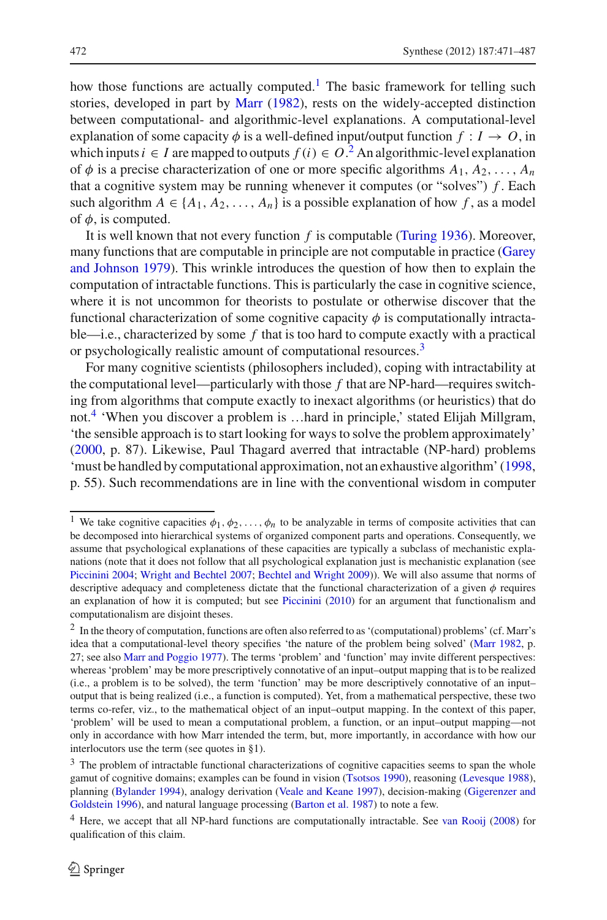how those functions are actually computed.[1] The basic framework for telling such stories, developed in part by Marr (1982), rests on the widely-accepted distinction between computational- and algorithmic-level explanations. A computational-level explanation of some capacity $\phi$ is a well-defined input/output function $f : I \rightarrow O$, in which inputs $i \in I$ are mapped to outputs $f(i) \in O$.[2] An algorithmic-level explanation of $\phi$ is a precise characterization of one or more specific algorithms $A_1, A_2, \ldots, A_n$ that a cognitive system may be running whenever it computes (or "solves") $f$. Each such algorithm $A \in \{A_1, A_2, \ldots, A_n\}$ is a possible explanation of how $f$, as a model of $\phi$, is computed.

It is well known that not every function $f$ is computable (Turing 1936). Moreover, many functions that are computable in principle are not computable in practice (Garey and Johnson 1979). This wrinkle introduces the question of how then to explain the computation of intractable functions. This is particularly the case in cognitive science, where it is not uncommon for theorists to postulate or otherwise discover that the functional characterization of some cognitive capacity $\phi$ is computationally intractable—i.e., characterized by some $f$ that is too hard to compute exactly with a practical or psychologically realistic amount of computational resources.[3]

For many cognitive scientists (philosophers included), coping with intractability at the computational level—particularly with those $f$ that are NP-hard—requires switching from algorithms that compute exactly to inexact algorithms (or heuristics) that do not.[4] 'When you discover a problem is …hard in principle,' stated Elijah Millgram, 'the sensible approach is to start looking for ways to solve the problem approximately' (2000, p. 87). Likewise, Paul Thagard averred that intractable (NP-hard) problems 'must be handled by computational approximation, not an exhaustive algorithm' (1998, p. 55). Such recommendations are in line with the conventional wisdom in computer

---

[1] We take cognitive capacities $\phi_1, \phi_2, \ldots, \phi_n$ to be analyzable in terms of composite activities that can be decomposed into hierarchical systems of organized component parts and operations. Consequently, we assume that psychological explanations of these capacities are typically a subclass of mechanistic explanations (note that it does not follow that all psychological explanation just is mechanistic explanation (see Piccinini 2004; Wright and Bechtel 2007; Bechtel and Wright 2009)). We will also assume that norms of descriptive adequacy and completeness dictate that the functional characterization of a given $\phi$ requires an explanation of how it is computed; but see Piccinini (2010) for an argument that functionalism and computationalism are disjoint theses.

[2] In the theory of computation, functions are often also referred to as '(computational) problems' (cf. Marr's idea that a computational-level theory specifies 'the nature of the problem being solved' (Marr 1982, p. 27; see also Marr and Poggio 1977). The terms 'problem' and 'function' may invite different perspectives: whereas 'problem' may be more prescriptively connotative of an input–output mapping that is to be realized (i.e., a problem is to be solved), the term 'function' may be more descriptively connotative of an input–output that is being realized (i.e., a function is computed). Yet, from a mathematical perspective, these two terms co-refer, viz., to the mathematical object of an input–output mapping. In the context of this paper, 'problem' will be used to mean a computational problem, a function, or an input–output mapping—not only in accordance with how Marr intended the term, but, more importantly, in accordance with how our interlocutors use the term (see quotes in §1).

[3] The problem of intractable functional characterizations of cognitive capacities seems to span the whole gamut of cognitive domains; examples can be found in vision (Tsotsos 1990), reasoning (Levesque 1988), planning (Bylander 1994), analogy derivation (Veale and Keane 1997), decision-making (Gigerenzer and Goldstein 1996), and natural language processing (Barton et al. 1987) to note a few.

[4] Here, we accept that all NP-hard functions are computationally intractable. See van Rooij (2008) for qualification of this claim.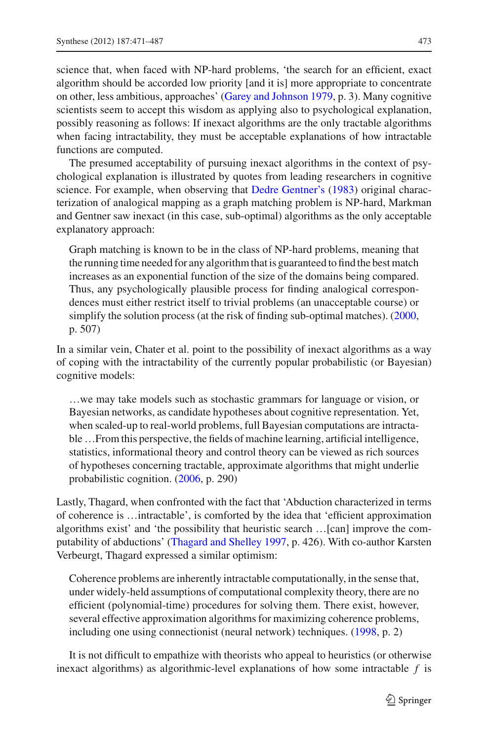science that, when faced with NP-hard problems, 'the search for an efficient, exact algorithm should be accorded low priority [and it is] more appropriate to concentrate on other, less ambitious, approaches' (Garey and Johnson 1979, p. 3). Many cognitive scientists seem to accept this wisdom as applying also to psychological explanation, possibly reasoning as follows: If inexact algorithms are the only tractable algorithms when facing intractability, they must be acceptable explanations of how intractable functions are computed.

The presumed acceptability of pursuing inexact algorithms in the context of psychological explanation is illustrated by quotes from leading researchers in cognitive science. For example, when observing that Dedre Gentner's (1983) original characterization of analogical mapping as a graph matching problem is NP-hard, Markman and Gentner saw inexact (in this case, sub-optimal) algorithms as the only acceptable explanatory approach:

> Graph matching is known to be in the class of NP-hard problems, meaning that the running time needed for any algorithm that is guaranteed to find the best match increases as an exponential function of the size of the domains being compared. Thus, any psychologically plausible process for finding analogical correspondences must either restrict itself to trivial problems (an unacceptable course) or simplify the solution process (at the risk of finding sub-optimal matches). (2000, p. 507)

In a similar vein, Chater et al. point to the possibility of inexact algorithms as a way of coping with the intractability of the currently popular probabilistic (or Bayesian) cognitive models:

> …we may take models such as stochastic grammars for language or vision, or Bayesian networks, as candidate hypotheses about cognitive representation. Yet, when scaled-up to real-world problems, full Bayesian computations are intractable …From this perspective, the fields of machine learning, artificial intelligence, statistics, informational theory and control theory can be viewed as rich sources of hypotheses concerning tractable, approximate algorithms that might underlie probabilistic cognition. (2006, p. 290)

Lastly, Thagard, when confronted with the fact that 'Abduction characterized in terms of coherence is …intractable', is comforted by the idea that 'efficient approximation algorithms exist' and 'the possibility that heuristic search …[can] improve the computability of abductions' (Thagard and Shelley 1997, p. 426). With co-author Karsten Verbeurgt, Thagard expressed a similar optimism:

> Coherence problems are inherently intractable computationally, in the sense that, under widely-held assumptions of computational complexity theory, there are no efficient (polynomial-time) procedures for solving them. There exist, however, several effective approximation algorithms for maximizing coherence problems, including one using connectionist (neural network) techniques. (1998, p. 2)

It is not difficult to empathize with theorists who appeal to heuristics (or otherwise inexact algorithms) as algorithmic-level explanations of how some intractable $f$ is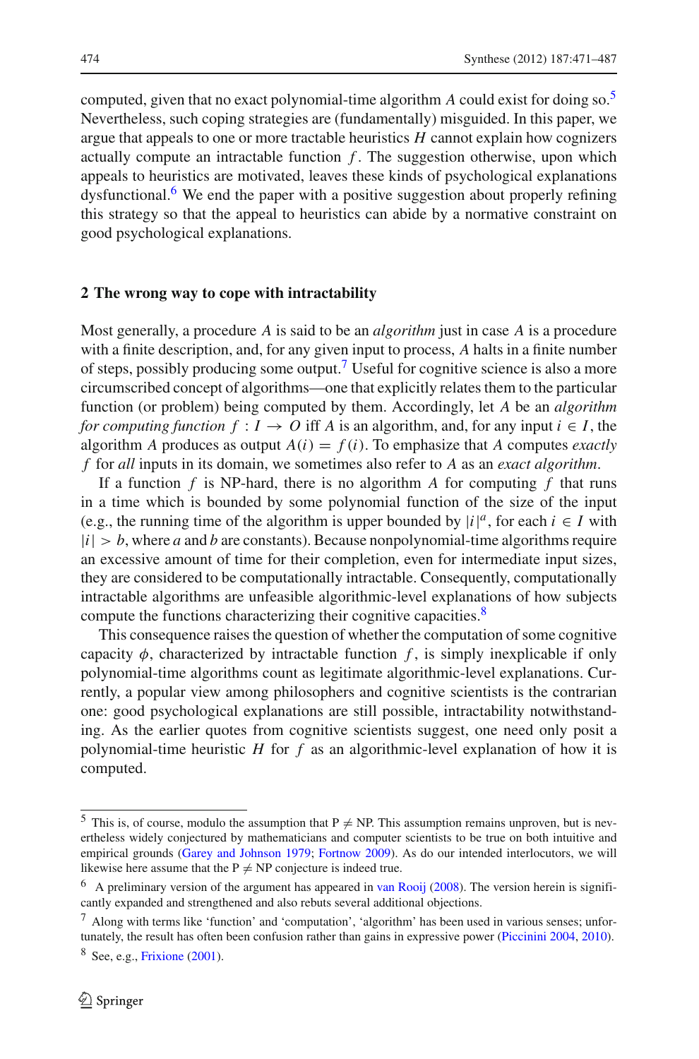computed, given that no exact polynomial-time algorithm $A$ could exist for doing so.[5] Nevertheless, such coping strategies are (fundamentally) misguided. In this paper, we argue that appeals to one or more tractable heuristics $H$ cannot explain how cognizers actually compute an intractable function $f$. The suggestion otherwise, upon which appeals to heuristics are motivated, leaves these kinds of psychological explanations dysfunctional.[6] We end the paper with a positive suggestion about properly refining this strategy so that the appeal to heuristics can abide by a normative constraint on good psychological explanations.

## 2 The wrong way to cope with intractability

Most generally, a procedure $A$ is said to be an *algorithm* just in case $A$ is a procedure with a finite description, and, for any given input to process, $A$ halts in a finite number of steps, possibly producing some output.[7] Useful for cognitive science is also a more circumscribed concept of algorithms—one that explicitly relates them to the particular function (or problem) being computed by them. Accordingly, let $A$ be an *algorithm for computing function* $f : I \rightarrow O$ iff $A$ is an algorithm, and, for any input $i \in I$, the algorithm $A$ produces as output $A(i) = f(i)$. To emphasize that $A$ computes *exactly* $f$ for *all* inputs in its domain, we sometimes also refer to $A$ as an *exact algorithm*.

If a function $f$ is NP-hard, there is no algorithm $A$ for computing $f$ that runs in a time which is bounded by some polynomial function of the size of the input (e.g., the running time of the algorithm is upper bounded by $|i|^a$, for each $i \in I$ with $|i| > b$, where $a$ and $b$ are constants). Because nonpolynomial-time algorithms require an excessive amount of time for their completion, even for intermediate input sizes, they are considered to be computationally intractable. Consequently, computationally intractable algorithms are unfeasible algorithmic-level explanations of how subjects compute the functions characterizing their cognitive capacities.[8]

This consequence raises the question of whether the computation of some cognitive capacity $\phi$, characterized by intractable function $f$, is simply inexplicable if only polynomial-time algorithms count as legitimate algorithmic-level explanations. Currently, a popular view among philosophers and cognitive scientists is the contrarian one: good psychological explanations are still possible, intractability notwithstanding. As the earlier quotes from cognitive scientists suggest, one need only posit a polynomial-time heuristic $H$ for $f$ as an algorithmic-level explanation of how it is computed.

---

[5] This is, of course, modulo the assumption that $P \neq NP$. This assumption remains unproven, but is nevertheless widely conjectured by mathematicians and computer scientists to be true on both intuitive and empirical grounds (Garey and Johnson 1979; Fortnow 2009). As do our intended interlocutors, we will likewise here assume that the $P \neq NP$ conjecture is indeed true.

[6] A preliminary version of the argument has appeared in van Rooij (2008). The version herein is significantly expanded and strengthened and also rebuts several additional objections.

[7] Along with terms like 'function' and 'computation', 'algorithm' has been used in various senses; unfortunately, the result has often been confusion rather than gains in expressive power (Piccinini 2004, 2010).

[8] See, e.g., Frixione (2001).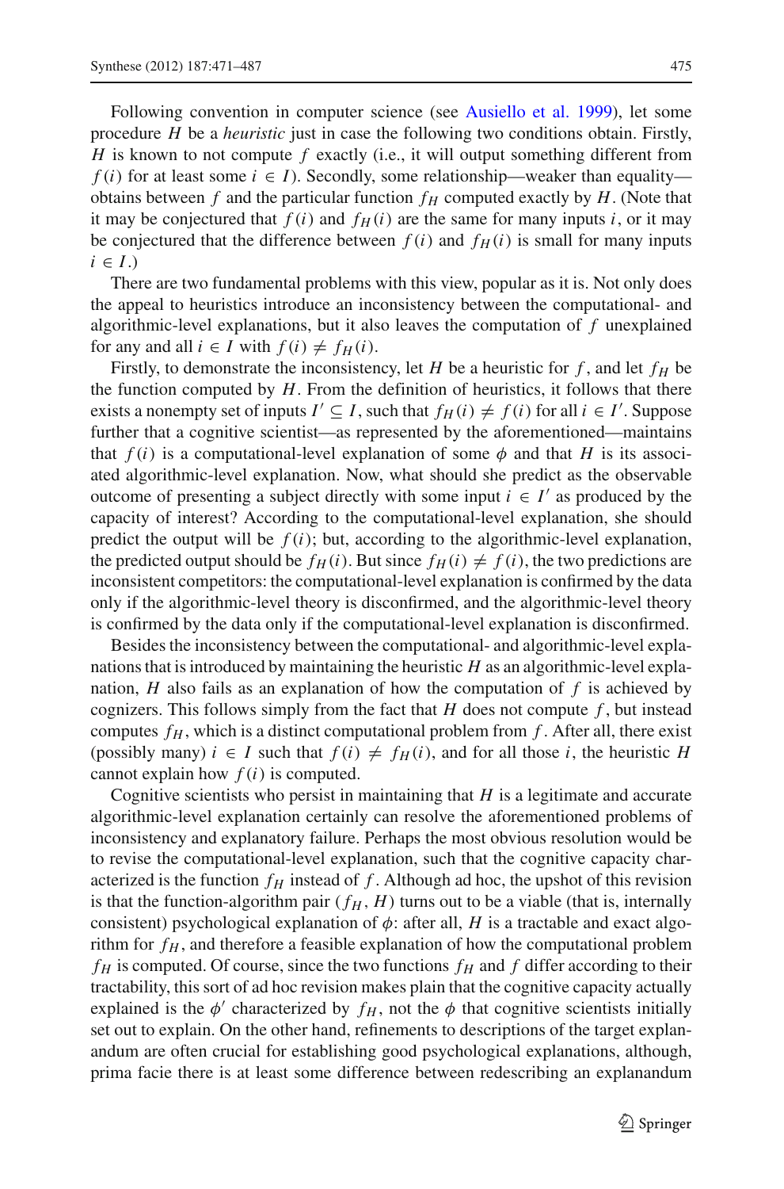Following convention in computer science (see Ausiello et al. 1999), let some procedure $H$ be a *heuristic* just in case the following two conditions obtain. Firstly, $H$ is known to not compute $f$ exactly (i.e., it will output something different from $f(i)$ for at least some $i \in I$). Secondly, some relationship—weaker than equality—obtains between $f$ and the particular function $f_H$ computed exactly by $H$. (Note that it may be conjectured that $f(i)$ and $f_H(i)$ are the same for many inputs $i$, or it may be conjectured that the difference between $f(i)$ and $f_H(i)$ is small for many inputs $i \in I$.)

There are two fundamental problems with this view, popular as it is. Not only does the appeal to heuristics introduce an inconsistency between the computational- and algorithmic-level explanations, but it also leaves the computation of $f$ unexplained for any and all $i \in I$ with $f(i) \neq f_H(i)$.

Firstly, to demonstrate the inconsistency, let $H$ be a heuristic for $f$, and let $f_H$ be the function computed by $H$. From the definition of heuristics, it follows that there exists a nonempty set of inputs $I' \subseteq I$, such that $f_H(i) \neq f(i)$ for all $i \in I'$. Suppose further that a cognitive scientist—as represented by the aforementioned—maintains that $f(i)$ is a computational-level explanation of some $\phi$ and that $H$ is its associated algorithmic-level explanation. Now, what should she predict as the observable outcome of presenting a subject directly with some input $i \in I'$ as produced by the capacity of interest? According to the computational-level explanation, she should predict the output will be $f(i)$; but, according to the algorithmic-level explanation, the predicted output should be $f_H(i)$. But since $f_H(i) \neq f(i)$, the two predictions are inconsistent competitors: the computational-level explanation is confirmed by the data only if the algorithmic-level theory is disconfirmed, and the algorithmic-level theory is confirmed by the data only if the computational-level explanation is disconfirmed.

Besides the inconsistency between the computational- and algorithmic-level explanations that is introduced by maintaining the heuristic $H$ as an algorithmic-level explanation, $H$ also fails as an explanation of how the computation of $f$ is achieved by cognizers. This follows simply from the fact that $H$ does not compute $f$, but instead computes $f_H$, which is a distinct computational problem from $f$. After all, there exist (possibly many) $i \in I$ such that $f(i) \neq f_H(i)$, and for all those $i$, the heuristic $H$ cannot explain how $f(i)$ is computed.

Cognitive scientists who persist in maintaining that $H$ is a legitimate and accurate algorithmic-level explanation certainly can resolve the aforementioned problems of inconsistency and explanatory failure. Perhaps the most obvious resolution would be to revise the computational-level explanation, such that the cognitive capacity characterized is the function $f_H$ instead of $f$. Although ad hoc, the upshot of this revision is that the function-algorithm pair $(f_H, H)$ turns out to be a viable (that is, internally consistent) psychological explanation of $\phi$: after all, $H$ is a tractable and exact algorithm for $f_H$, and therefore a feasible explanation of how the computational problem $f_H$ is computed. Of course, since the two functions $f_H$ and $f$ differ according to their tractability, this sort of ad hoc revision makes plain that the cognitive capacity actually explained is the $\phi'$ characterized by $f_H$, not the $\phi$ that cognitive scientists initially set out to explain. On the other hand, refinements to descriptions of the target explanandum are often crucial for establishing good psychological explanations, although, prima facie there is at least some difference between redescribing an explanandum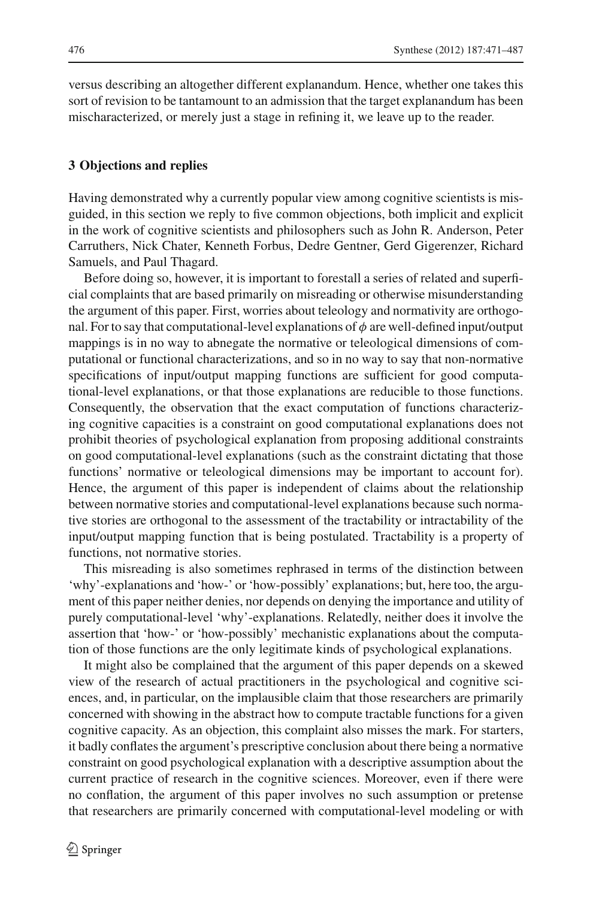versus describing an altogether different explanandum. Hence, whether one takes this sort of revision to be tantamount to an admission that the target explanandum has been mischaracterized, or merely just a stage in refining it, we leave up to the reader.

## 3 Objections and replies

Having demonstrated why a currently popular view among cognitive scientists is misguided, in this section we reply to five common objections, both implicit and explicit in the work of cognitive scientists and philosophers such as John R. Anderson, Peter Carruthers, Nick Chater, Kenneth Forbus, Dedre Gentner, Gerd Gigerenzer, Richard Samuels, and Paul Thagard.

Before doing so, however, it is important to forestall a series of related and superficial complaints that are based primarily on misreading or otherwise misunderstanding the argument of this paper. First, worries about teleology and normativity are orthogonal. For to say that computational-level explanations of $\phi$ are well-defined input/output mappings is in no way to abnegate the normative or teleological dimensions of computational or functional characterizations, and so in no way to say that non-normative specifications of input/output mapping functions are sufficient for good computational-level explanations, or that those explanations are reducible to those functions. Consequently, the observation that the exact computation of functions characterizing cognitive capacities is a constraint on good computational explanations does not prohibit theories of psychological explanation from proposing additional constraints on good computational-level explanations (such as the constraint dictating that those functions' normative or teleological dimensions may be important to account for). Hence, the argument of this paper is independent of claims about the relationship between normative stories and computational-level explanations because such normative stories are orthogonal to the assessment of the tractability or intractability of the input/output mapping function that is being postulated. Tractability is a property of functions, not normative stories.

This misreading is also sometimes rephrased in terms of the distinction between 'why'-explanations and 'how-' or 'how-possibly' explanations; but, here too, the argument of this paper neither denies, nor depends on denying the importance and utility of purely computational-level 'why'-explanations. Relatedly, neither does it involve the assertion that 'how-' or 'how-possibly' mechanistic explanations about the computation of those functions are the only legitimate kinds of psychological explanations.

It might also be complained that the argument of this paper depends on a skewed view of the research of actual practitioners in the psychological and cognitive sciences, and, in particular, on the implausible claim that those researchers are primarily concerned with showing in the abstract how to compute tractable functions for a given cognitive capacity. As an objection, this complaint also misses the mark. For starters, it badly conflates the argument's prescriptive conclusion about there being a normative constraint on good psychological explanation with a descriptive assumption about the current practice of research in the cognitive sciences. Moreover, even if there were no conflation, the argument of this paper involves no such assumption or pretense that researchers are primarily concerned with computational-level modeling or with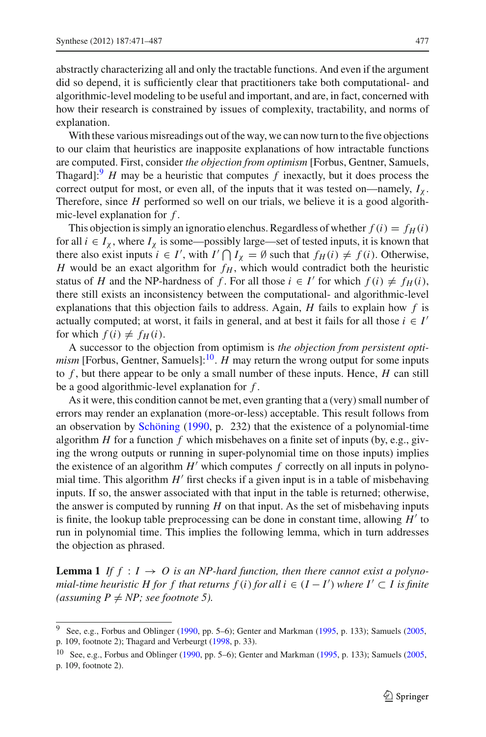abstractly characterizing all and only the tractable functions. And even if the argument did so depend, it is sufficiently clear that practitioners take both computational- and algorithmic-level modeling to be useful and important, and are, in fact, concerned with how their research is constrained by issues of complexity, tractability, and norms of explanation.

With these various misreadings out of the way, we can now turn to the five objections to our claim that heuristics are inapposite explanations of how intractable functions are computed. First, consider *the objection from optimism* [Forbus, Gentner, Samuels, Thagard]:[9] $H$ may be a heuristic that computes $f$ inexactly, but it does process the correct output for most, or even all, of the inputs that it was tested on—namely, $I_\chi$. Therefore, since $H$ performed so well on our trials, we believe it is a good algorithmic-level explanation for $f$.

This objection is simply an ignoratio elenchus. Regardless of whether $f(i) = f_H(i)$ for all $i \in I_\chi$, where $I_\chi$ is some—possibly large—set of tested inputs, it is known that there also exist inputs $i \in I'$, with $I' \bigcap I_\chi = \emptyset$ such that $f_H(i) \neq f(i)$. Otherwise, $H$ would be an exact algorithm for $f_H$, which would contradict both the heuristic status of $H$ and the NP-hardness of $f$. For all those $i \in I'$ for which $f(i) \neq f_H(i)$, there still exists an inconsistency between the computational- and algorithmic-level explanations that this objection fails to address. Again, $H$ fails to explain how $f$ is actually computed; at worst, it fails in general, and at best it fails for all those $i \in I'$ for which $f(i) \neq f_H(i)$.

A successor to the objection from optimism is *the objection from persistent optimism* [Forbus, Gentner, Samuels]:[10]. $H$ may return the wrong output for some inputs to $f$, but there appear to be only a small number of these inputs. Hence, $H$ can still be a good algorithmic-level explanation for $f$.

As it were, this condition cannot be met, even granting that a (very) small number of errors may render an explanation (more-or-less) acceptable. This result follows from an observation by Schöning (1990, p. 232) that the existence of a polynomial-time algorithm $H$ for a function $f$ which misbehaves on a finite set of inputs (by, e.g., giving the wrong outputs or running in super-polynomial time on those inputs) implies the existence of an algorithm $H'$ which computes $f$ correctly on all inputs in polynomial time. This algorithm $H'$ first checks if a given input is in a table of misbehaving inputs. If so, the answer associated with that input in the table is returned; otherwise, the answer is computed by running $H$ on that input. As the set of misbehaving inputs is finite, the lookup table preprocessing can be done in constant time, allowing $H'$ to run in polynomial time. This implies the following lemma, which in turn addresses the objection as phrased.

**Lemma 1** *If $f : I \rightarrow O$ is an NP-hard function, then there cannot exist a polynomial-time heuristic $H$ for $f$ that returns $f(i)$ for all $i \in (I - I')$ where $I' \subset I$ is finite (assuming $P \neq NP$; see footnote 5).*

---

[9] See, e.g., Forbus and Oblinger (1990, pp. 5–6); Genter and Markman (1995, p. 133); Samuels (2005, p. 109, footnote 2); Thagard and Verbeurgt (1998, p. 33).

[10] See, e.g., Forbus and Oblinger (1990, pp. 5–6); Genter and Markman (1995, p. 133); Samuels (2005, p. 109, footnote 2).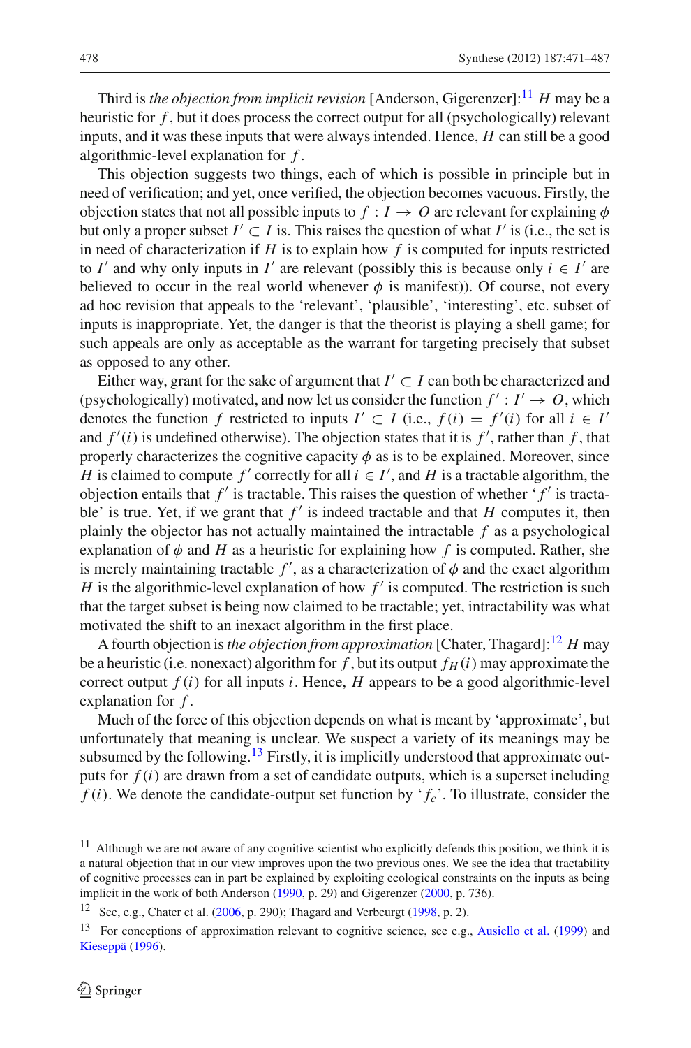Third is *the objection from implicit revision* [Anderson, Gigerenzer]:[11] $H$ may be a heuristic for $f$, but it does process the correct output for all (psychologically) relevant inputs, and it was these inputs that were always intended. Hence, $H$ can still be a good algorithmic-level explanation for $f$.

This objection suggests two things, each of which is possible in principle but in need of verification; and yet, once verified, the objection becomes vacuous. Firstly, the objection states that not all possible inputs to $f : I \rightarrow O$ are relevant for explaining $\phi$ but only a proper subset $I' \subset I$ is. This raises the question of what $I'$ is (i.e., the set is in need of characterization if $H$ is to explain how $f$ is computed for inputs restricted to $I'$ and why only inputs in $I'$ are relevant (possibly this is because only $i \in I'$ are believed to occur in the real world whenever $\phi$ is manifest)). Of course, not every ad hoc revision that appeals to the 'relevant', 'plausible', 'interesting', etc. subset of inputs is inappropriate. Yet, the danger is that the theorist is playing a shell game; for such appeals are only as acceptable as the warrant for targeting precisely that subset as opposed to any other.

Either way, grant for the sake of argument that $I' \subset I$ can both be characterized and (psychologically) motivated, and now let us consider the function $f' : I' \rightarrow O$, which denotes the function $f$ restricted to inputs $I' \subset I$ (i.e., $f(i) = f'(i)$ for all $i \in I'$ and $f'(i)$ is undefined otherwise). The objection states that it is $f'$, rather than $f$, that properly characterizes the cognitive capacity $\phi$ as is to be explained. Moreover, since $H$ is claimed to compute $f'$ correctly for all $i \in I'$, and $H$ is a tractable algorithm, the objection entails that $f'$ is tractable. This raises the question of whether '$f'$ is tractable' is true. Yet, if we grant that $f'$ is indeed tractable and that $H$ computes it, then plainly the objector has not actually maintained the intractable $f$ as a psychological explanation of $\phi$ and $H$ as a heuristic for explaining how $f$ is computed. Rather, she is merely maintaining tractable $f'$, as a characterization of $\phi$ and the exact algorithm $H$ is the algorithmic-level explanation of how $f'$ is computed. The restriction is such that the target subset is being now claimed to be tractable; yet, intractability was what motivated the shift to an inexact algorithm in the first place.

A fourth objection is *the objection from approximation* [Chater, Thagard]:[12] $H$ may be a heuristic (i.e. nonexact) algorithm for $f$, but its output $f_H(i)$ may approximate the correct output $f(i)$ for all inputs $i$. Hence, $H$ appears to be a good algorithmic-level explanation for $f$.

Much of the force of this objection depends on what is meant by 'approximate', but unfortunately that meaning is unclear. We suspect a variety of its meanings may be subsumed by the following.[13] Firstly, it is implicitly understood that approximate outputs for $f(i)$ are drawn from a set of candidate outputs, which is a superset including $f(i)$. We denote the candidate-output set function by '$f_c$'. To illustrate, consider the

---

[11] Although we are not aware of any cognitive scientist who explicitly defends this position, we think it is a natural objection that in our view improves upon the two previous ones. We see the idea that tractability of cognitive processes can in part be explained by exploiting ecological constraints on the inputs as being implicit in the work of both Anderson (1990, p. 29) and Gigerenzer (2000, p. 736).

[12] See, e.g., Chater et al. (2006, p. 290); Thagard and Verbeurgt (1998, p. 2).

[13] For conceptions of approximation relevant to cognitive science, see e.g., Ausiello et al. (1999) and Kieseppä (1996).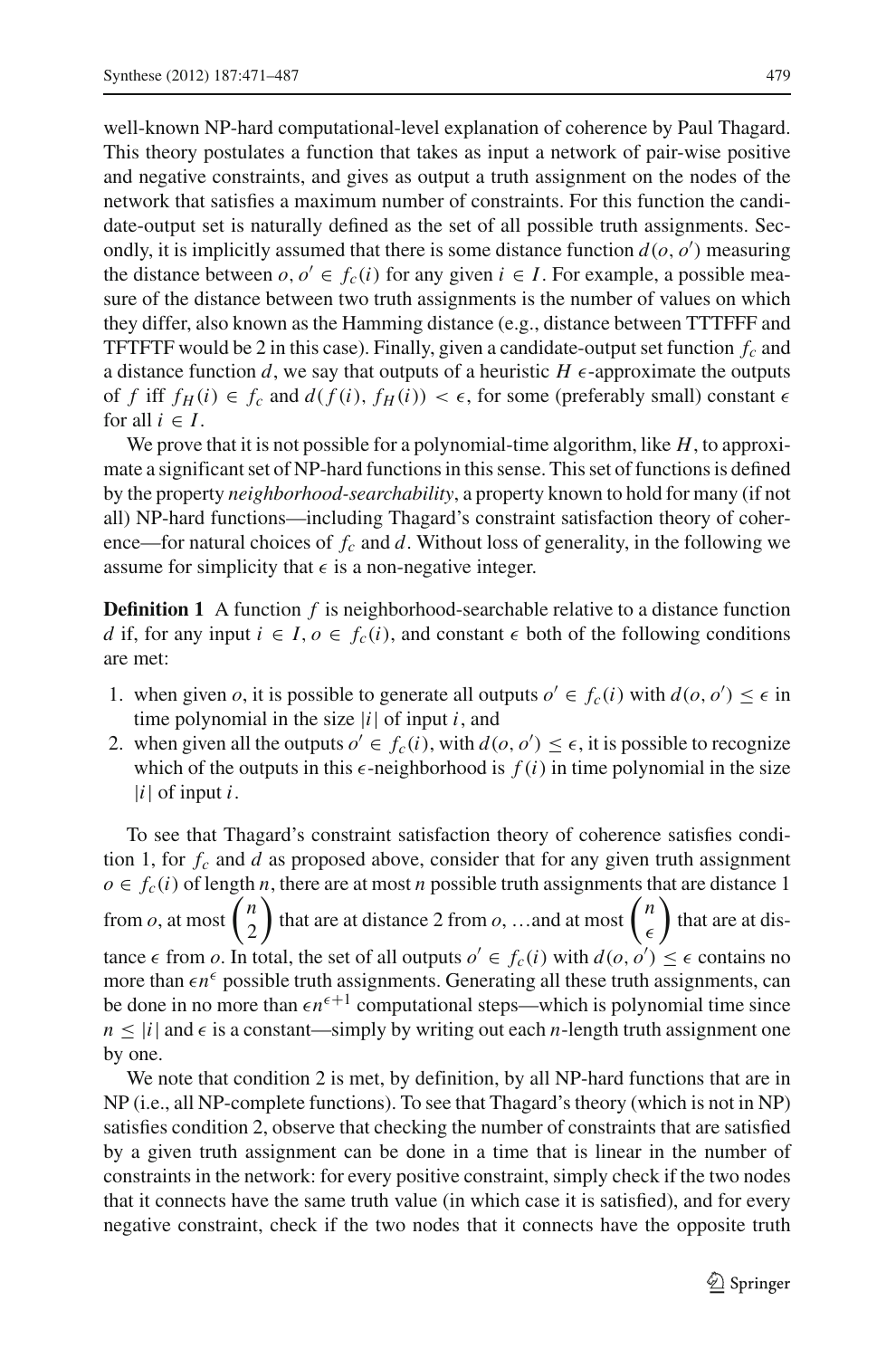well-known NP-hard computational-level explanation of coherence by Paul Thagard. This theory postulates a function that takes as input a network of pair-wise positive and negative constraints, and gives as output a truth assignment on the nodes of the network that satisfies a maximum number of constraints. For this function the candidate-output set is naturally defined as the set of all possible truth assignments. Secondly, it is implicitly assumed that there is some distance function $d(o, o')$ measuring the distance between $o, o' \in f_c(i)$ for any given $i \in I$. For example, a possible measure of the distance between two truth assignments is the number of values on which they differ, also known as the Hamming distance (e.g., distance between TTTFFF and TFTFTF would be 2 in this case). Finally, given a candidate-output set function $f_c$ and a distance function $d$, we say that outputs of a heuristic $H$ $\epsilon$-approximate the outputs of $f$ iff $f_H(i) \in f_c$ and $d(f(i), f_H(i)) < \epsilon$, for some (preferably small) constant $\epsilon$ for all $i \in I$.

We prove that it is not possible for a polynomial-time algorithm, like $H$, to approximate a significant set of NP-hard functions in this sense. This set of functions is defined by the property *neighborhood-searchability*, a property known to hold for many (if not all) NP-hard functions—including Thagard's constraint satisfaction theory of coherence—for natural choices of $f_c$ and $d$. Without loss of generality, in the following we assume for simplicity that $\epsilon$ is a non-negative integer.

**Definition 1** A function $f$ is neighborhood-searchable relative to a distance function $d$ if, for any input $i \in I$, $o \in f_c(i)$, and constant $\epsilon$ both of the following conditions are met:

1. when given $o$, it is possible to generate all outputs $o' \in f_c(i)$ with $d(o, o') \leq \epsilon$ in time polynomial in the size $|i|$ of input $i$, and
2. when given all the outputs $o' \in f_c(i)$, with $d(o, o') \leq \epsilon$, it is possible to recognize which of the outputs in this $\epsilon$-neighborhood is $f(i)$ in time polynomial in the size $|i|$ of input $i$.

To see that Thagard's constraint satisfaction theory of coherence satisfies condition 1, for $f_c$ and $d$ as proposed above, consider that for any given truth assignment $o \in f_c(i)$ of length $n$, there are at most $n$ possible truth assignments that are distance 1 from $o$, at most $\binom{n}{2}$ that are at distance 2 from $o$, …and at most $\binom{n}{\epsilon}$ that are at distance $\epsilon$ from $o$. In total, the set of all outputs $o' \in f_c(i)$ with $d(o, o') \leq \epsilon$ contains no more than $\epsilon n^{\epsilon}$ possible truth assignments. Generating all these truth assignments, can be done in no more than $\epsilon n^{\epsilon+1}$ computational steps—which is polynomial time since $n \leq |i|$ and $\epsilon$ is a constant—simply by writing out each $n$-length truth assignment one by one.

We note that condition 2 is met, by definition, by all NP-hard functions that are in NP (i.e., all NP-complete functions). To see that Thagard's theory (which is not in NP) satisfies condition 2, observe that checking the number of constraints that are satisfied by a given truth assignment can be done in a time that is linear in the number of constraints in the network: for every positive constraint, simply check if the two nodes that it connects have the same truth value (in which case it is satisfied), and for every negative constraint, check if the two nodes that it connects have the opposite truth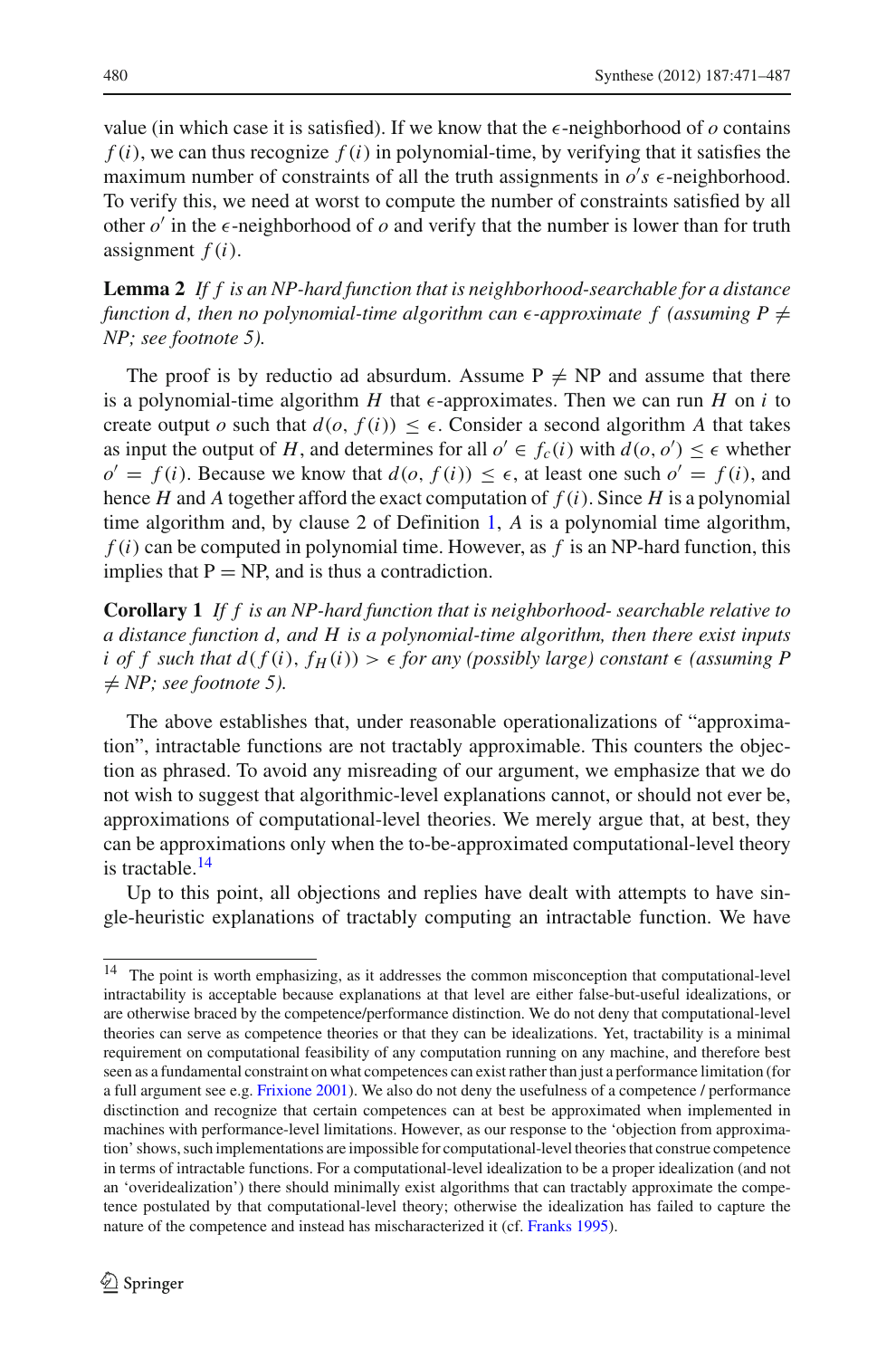value (in which case it is satisfied). If we know that the $\epsilon$-neighborhood of $o$ contains $f(i)$, we can thus recognize $f(i)$ in polynomial-time, by verifying that it satisfies the maximum number of constraints of all the truth assignments in $o'$s $\epsilon$-neighborhood. To verify this, we need at worst to compute the number of constraints satisfied by all other $o'$ in the $\epsilon$-neighborhood of $o$ and verify that the number is lower than for truth assignment $f(i)$.

**Lemma 2** *If $f$ is an NP-hard function that is neighborhood-searchable for a distance function $d$, then no polynomial-time algorithm can $\epsilon$-approximate $f$ (assuming P $\neq$ NP; see footnote 5).*

The proof is by reductio ad absurdum. Assume P $\neq$ NP and assume that there is a polynomial-time algorithm $H$ that $\epsilon$-approximates. Then we can run $H$ on $i$ to create output $o$ such that $d(o, f(i)) \leq \epsilon$. Consider a second algorithm $A$ that takes as input the output of $H$, and determines for all $o' \in f_c(i)$ with $d(o, o') \leq \epsilon$ whether $o' = f(i)$. Because we know that $d(o, f(i)) \leq \epsilon$, at least one such $o' = f(i)$, and hence $H$ and $A$ together afford the exact computation of $f(i)$. Since $H$ is a polynomial time algorithm and, by clause 2 of Definition 1, $A$ is a polynomial time algorithm, $f(i)$ can be computed in polynomial time. However, as $f$ is an NP-hard function, this implies that P = NP, and is thus a contradiction.

**Corollary 1** *If $f$ is an NP-hard function that is neighborhood- searchable relative to a distance function $d$, and $H$ is a polynomial-time algorithm, then there exist inputs $i$ of $f$ such that $d(f(i), f_H(i)) > \epsilon$ for any (possibly large) constant $\epsilon$ (assuming P $\neq$ NP; see footnote 5).*

The above establishes that, under reasonable operationalizations of "approximation", intractable functions are not tractably approximable. This counters the objection as phrased. To avoid any misreading of our argument, we emphasize that we do not wish to suggest that algorithmic-level explanations cannot, or should not ever be, approximations of computational-level theories. We merely argue that, at best, they can be approximations only when the to-be-approximated computational-level theory is tractable.[14]

Up to this point, all objections and replies have dealt with attempts to have single-heuristic explanations of tractably computing an intractable function. We have

[14] The point is worth emphasizing, as it addresses the common misconception that computational-level intractability is acceptable because explanations at that level are either false-but-useful idealizations, or are otherwise braced by the competence/performance distinction. We do not deny that computational-level theories can serve as competence theories or that they can be idealizations. Yet, tractability is a minimal requirement on computational feasibility of any computation running on any machine, and therefore best seen as a fundamental constraint on what competences can exist rather than just a performance limitation (for a full argument see e.g. Frixione 2001). We also do not deny the usefulness of a competence / performance disctinction and recognize that certain competences can at best be approximated when implemented in machines with performance-level limitations. However, as our response to the 'objection from approximation' shows, such implementations are impossible for computational-level theories that construe competence in terms of intractable functions. For a computational-level idealization to be a proper idealization (and not an 'overidealization') there should minimally exist algorithms that can tractably approximate the competence postulated by that computational-level theory; otherwise the idealization has failed to capture the nature of the competence and instead has mischaracterized it (cf. Franks 1995).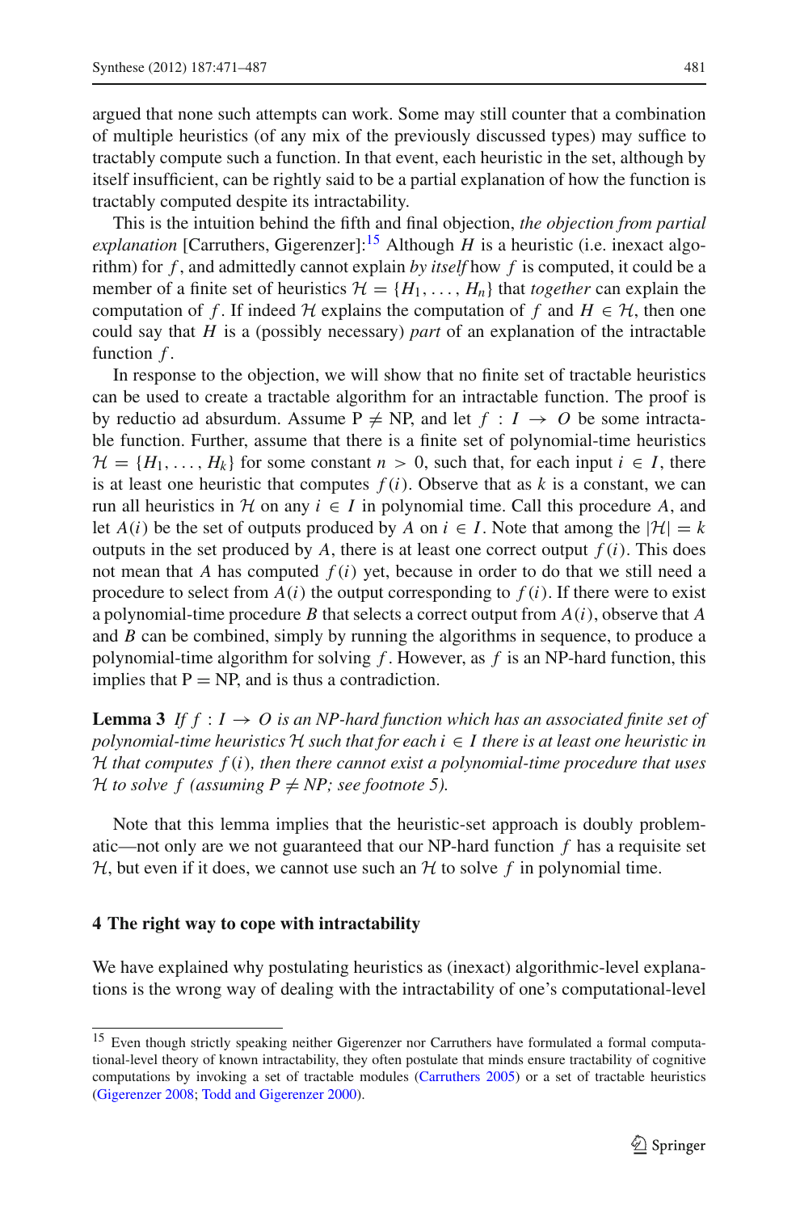argued that none such attempts can work. Some may still counter that a combination of multiple heuristics (of any mix of the previously discussed types) may suffice to tractably compute such a function. In that event, each heuristic in the set, although by itself insufficient, can be rightly said to be a partial explanation of how the function is tractably computed despite its intractability.

This is the intuition behind the fifth and final objection, *the objection from partial explanation* [Carruthers, Gigerenzer]:[15] Although $H$ is a heuristic (i.e. inexact algorithm) for $f$, and admittedly cannot explain *by itself* how $f$ is computed, it could be a member of a finite set of heuristics $\mathcal{H} = \{H_1, \ldots, H_n\}$ that *together* can explain the computation of $f$. If indeed $\mathcal{H}$ explains the computation of $f$ and $H \in \mathcal{H}$, then one could say that $H$ is a (possibly necessary) *part* of an explanation of the intractable function $f$.

In response to the objection, we will show that no finite set of tractable heuristics can be used to create a tractable algorithm for an intractable function. The proof is by reductio ad absurdum. Assume P $\neq$ NP, and let $f : I \rightarrow O$ be some intractable function. Further, assume that there is a finite set of polynomial-time heuristics $\mathcal{H} = \{H_1, \ldots, H_k\}$ for some constant $n > 0$, such that, for each input $i \in I$, there is at least one heuristic that computes $f(i)$. Observe that as $k$ is a constant, we can run all heuristics in $\mathcal{H}$ on any $i \in I$ in polynomial time. Call this procedure $A$, and let $A(i)$ be the set of outputs produced by $A$ on $i \in I$. Note that among the $|\mathcal{H}| = k$ outputs in the set produced by $A$, there is at least one correct output $f(i)$. This does not mean that $A$ has computed $f(i)$ yet, because in order to do that we still need a procedure to select from $A(i)$ the output corresponding to $f(i)$. If there were to exist a polynomial-time procedure $B$ that selects a correct output from $A(i)$, observe that $A$ and $B$ can be combined, simply by running the algorithms in sequence, to produce a polynomial-time algorithm for solving $f$. However, as $f$ is an NP-hard function, this implies that P = NP, and is thus a contradiction.

**Lemma 3** *If $f : I \rightarrow O$ is an NP-hard function which has an associated finite set of polynomial-time heuristics $\mathcal{H}$ such that for each $i \in I$ there is at least one heuristic in $\mathcal{H}$ that computes $f(i)$, then there cannot exist a polynomial-time procedure that uses $\mathcal{H}$ to solve $f$ (assuming P $\neq$ NP; see footnote 5).*

Note that this lemma implies that the heuristic-set approach is doubly problematic—not only are we not guaranteed that our NP-hard function $f$ has a requisite set $\mathcal{H}$, but even if it does, we cannot use such an $\mathcal{H}$ to solve $f$ in polynomial time.

## 4 The right way to cope with intractability

We have explained why postulating heuristics as (inexact) algorithmic-level explanations is the wrong way of dealing with the intractability of one's computational-level

---

[15] Even though strictly speaking neither Gigerenzer nor Carruthers have formulated a formal computational-level theory of known intractability, they often postulate that minds ensure tractability of cognitive computations by invoking a set of tractable modules (Carruthers 2005) or a set of tractable heuristics (Gigerenzer 2008; Todd and Gigerenzer 2000).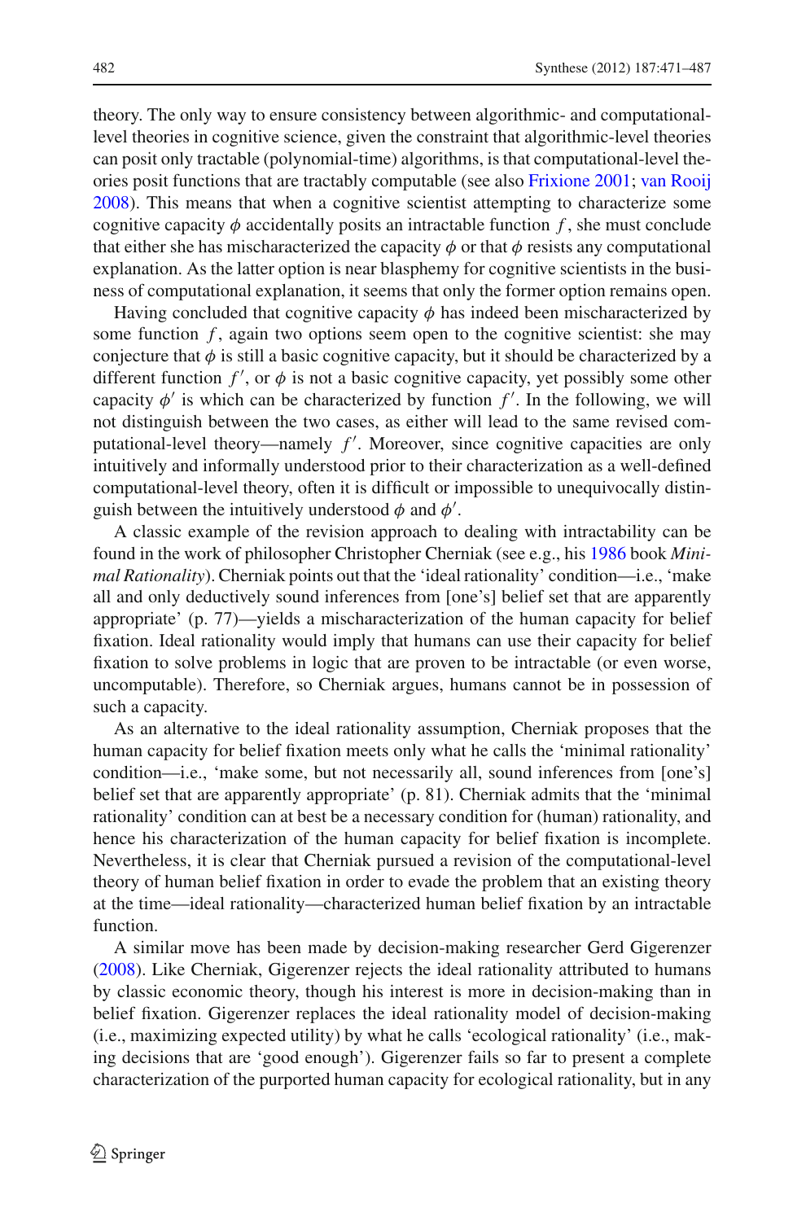theory. The only way to ensure consistency between algorithmic- and computational-level theories in cognitive science, given the constraint that algorithmic-level theories can posit only tractable (polynomial-time) algorithms, is that computational-level theories posit functions that are tractably computable (see also Frixione 2001; van Rooij 2008). This means that when a cognitive scientist attempting to characterize some cognitive capacity $\phi$ accidentally posits an intractable function $f$, she must conclude that either she has mischaracterized the capacity $\phi$ or that $\phi$ resists any computational explanation. As the latter option is near blasphemy for cognitive scientists in the business of computational explanation, it seems that only the former option remains open.

Having concluded that cognitive capacity $\phi$ has indeed been mischaracterized by some function $f$, again two options seem open to the cognitive scientist: she may conjecture that $\phi$ is still a basic cognitive capacity, but it should be characterized by a different function $f'$, or $\phi$ is not a basic cognitive capacity, yet possibly some other capacity $\phi'$ is which can be characterized by function $f'$. In the following, we will not distinguish between the two cases, as either will lead to the same revised computational-level theory—namely $f'$. Moreover, since cognitive capacities are only intuitively and informally understood prior to their characterization as a well-defined computational-level theory, often it is difficult or impossible to unequivocally distinguish between the intuitively understood $\phi$ and $\phi'$.

A classic example of the revision approach to dealing with intractability can be found in the work of philosopher Christopher Cherniak (see e.g., his 1986 book *Minimal Rationality*). Cherniak points out that the 'ideal rationality' condition—i.e., 'make all and only deductively sound inferences from [one's] belief set that are apparently appropriate' (p. 77)—yields a mischaracterization of the human capacity for belief fixation. Ideal rationality would imply that humans can use their capacity for belief fixation to solve problems in logic that are proven to be intractable (or even worse, uncomputable). Therefore, so Cherniak argues, humans cannot be in possession of such a capacity.

As an alternative to the ideal rationality assumption, Cherniak proposes that the human capacity for belief fixation meets only what he calls the 'minimal rationality' condition—i.e., 'make some, but not necessarily all, sound inferences from [one's] belief set that are apparently appropriate' (p. 81). Cherniak admits that the 'minimal rationality' condition can at best be a necessary condition for (human) rationality, and hence his characterization of the human capacity for belief fixation is incomplete. Nevertheless, it is clear that Cherniak pursued a revision of the computational-level theory of human belief fixation in order to evade the problem that an existing theory at the time—ideal rationality—characterized human belief fixation by an intractable function.

A similar move has been made by decision-making researcher Gerd Gigerenzer (2008). Like Cherniak, Gigerenzer rejects the ideal rationality attributed to humans by classic economic theory, though his interest is more in decision-making than in belief fixation. Gigerenzer replaces the ideal rationality model of decision-making (i.e., maximizing expected utility) by what he calls 'ecological rationality' (i.e., making decisions that are 'good enough'). Gigerenzer fails so far to present a complete characterization of the purported human capacity for ecological rationality, but in any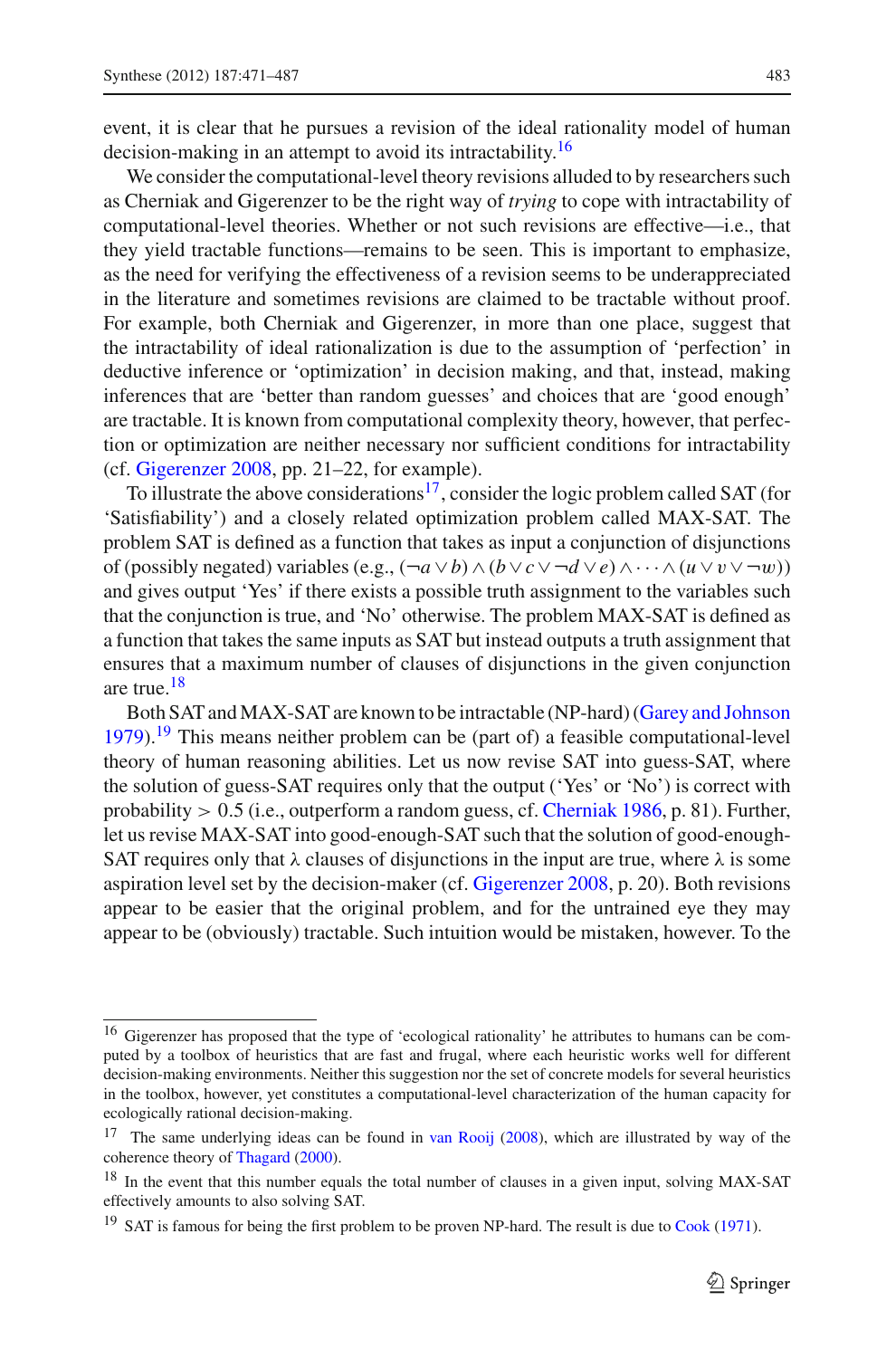event, it is clear that he pursues a revision of the ideal rationality model of human decision-making in an attempt to avoid its intractability.[16]

We consider the computational-level theory revisions alluded to by researchers such as Cherniak and Gigerenzer to be the right way of *trying* to cope with intractability of computational-level theories. Whether or not such revisions are effective—i.e., that they yield tractable functions—remains to be seen. This is important to emphasize, as the need for verifying the effectiveness of a revision seems to be underappreciated in the literature and sometimes revisions are claimed to be tractable without proof. For example, both Cherniak and Gigerenzer, in more than one place, suggest that the intractability of ideal rationalization is due to the assumption of 'perfection' in deductive inference or 'optimization' in decision making, and that, instead, making inferences that are 'better than random guesses' and choices that are 'good enough' are tractable. It is known from computational complexity theory, however, that perfection or optimization are neither necessary nor sufficient conditions for intractability (cf. Gigerenzer 2008, pp. 21–22, for example).

To illustrate the above considerations[17], consider the logic problem called SAT (for 'Satisfiability') and a closely related optimization problem called MAX-SAT. The problem SAT is defined as a function that takes as input a conjunction of disjunctions of (possibly negated) variables (e.g., $(\neg a \vee b) \wedge (b \vee c \vee \neg d \vee e) \wedge \cdots \wedge (u \vee v \vee \neg w)$) and gives output 'Yes' if there exists a possible truth assignment to the variables such that the conjunction is true, and 'No' otherwise. The problem MAX-SAT is defined as a function that takes the same inputs as SAT but instead outputs a truth assignment that ensures that a maximum number of clauses of disjunctions in the given conjunction are true.[18]

Both SAT and MAX-SAT are known to be intractable (NP-hard) (Garey and Johnson 1979).[19] This means neither problem can be (part of) a feasible computational-level theory of human reasoning abilities. Let us now revise SAT into guess-SAT, where the solution of guess-SAT requires only that the output ('Yes' or 'No') is correct with probability $> 0.5$ (i.e., outperform a random guess, cf. Cherniak 1986, p. 81). Further, let us revise MAX-SAT into good-enough-SAT such that the solution of good-enough-SAT requires only that $\lambda$ clauses of disjunctions in the input are true, where $\lambda$ is some aspiration level set by the decision-maker (cf. Gigerenzer 2008, p. 20). Both revisions appear to be easier that the original problem, and for the untrained eye they may appear to be (obviously) tractable. Such intuition would be mistaken, however. To the

---

[16] Gigerenzer has proposed that the type of 'ecological rationality' he attributes to humans can be computed by a toolbox of heuristics that are fast and frugal, where each heuristic works well for different decision-making environments. Neither this suggestion nor the set of concrete models for several heuristics in the toolbox, however, yet constitutes a computational-level characterization of the human capacity for ecologically rational decision-making.

[17] The same underlying ideas can be found in van Rooij (2008), which are illustrated by way of the coherence theory of Thagard (2000).

[18] In the event that this number equals the total number of clauses in a given input, solving MAX-SAT effectively amounts to also solving SAT.

[19] SAT is famous for being the first problem to be proven NP-hard. The result is due to Cook (1971).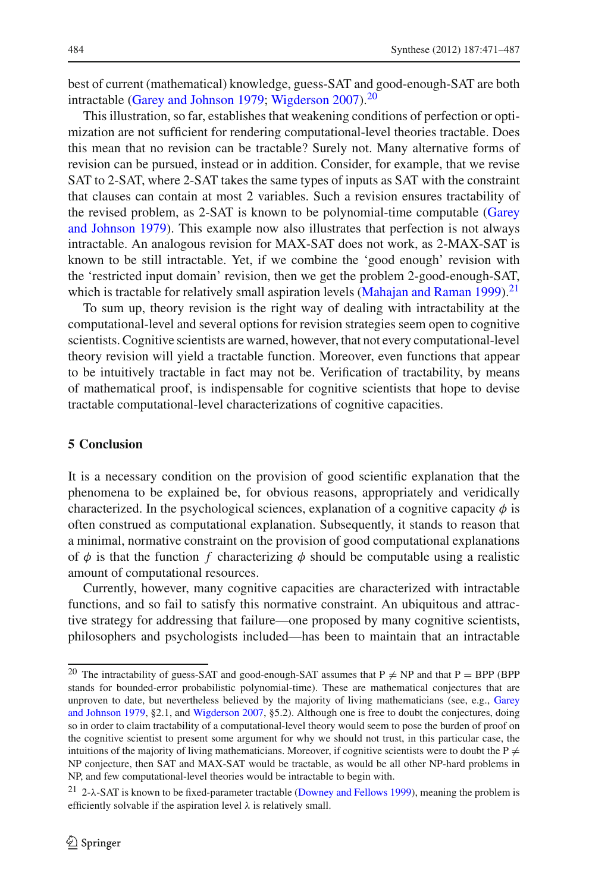best of current (mathematical) knowledge, guess-SAT and good-enough-SAT are both intractable (Garey and Johnson 1979; Wigderson 2007).[20]

This illustration, so far, establishes that weakening conditions of perfection or optimization are not sufficient for rendering computational-level theories tractable. Does this mean that no revision can be tractable? Surely not. Many alternative forms of revision can be pursued, instead or in addition. Consider, for example, that we revise SAT to 2-SAT, where 2-SAT takes the same types of inputs as SAT with the constraint that clauses can contain at most 2 variables. Such a revision ensures tractability of the revised problem, as 2-SAT is known to be polynomial-time computable (Garey and Johnson 1979). This example now also illustrates that perfection is not always intractable. An analogous revision for MAX-SAT does not work, as 2-MAX-SAT is known to be still intractable. Yet, if we combine the 'good enough' revision with the 'restricted input domain' revision, then we get the problem 2-good-enough-SAT, which is tractable for relatively small aspiration levels (Mahajan and Raman 1999).[21]

To sum up, theory revision is the right way of dealing with intractability at the computational-level and several options for revision strategies seem open to cognitive scientists. Cognitive scientists are warned, however, that not every computational-level theory revision will yield a tractable function. Moreover, even functions that appear to be intuitively tractable in fact may not be. Verification of tractability, by means of mathematical proof, is indispensable for cognitive scientists that hope to devise tractable computational-level characterizations of cognitive capacities.

## 5 Conclusion

It is a necessary condition on the provision of good scientific explanation that the phenomena to be explained be, for obvious reasons, appropriately and veridically characterized. In the psychological sciences, explanation of a cognitive capacity $\phi$ is often construed as computational explanation. Subsequently, it stands to reason that a minimal, normative constraint on the provision of good computational explanations of $\phi$ is that the function $f$ characterizing $\phi$ should be computable using a realistic amount of computational resources.

Currently, however, many cognitive capacities are characterized with intractable functions, and so fail to satisfy this normative constraint. An ubiquitous and attractive strategy for addressing that failure—one proposed by many cognitive scientists, philosophers and psychologists included—has been to maintain that an intractable

---

[20] The intractability of guess-SAT and good-enough-SAT assumes that $P \neq NP$ and that $P = BPP$ (BPP stands for bounded-error probabilistic polynomial-time). These are mathematical conjectures that are unproven to date, but nevertheless believed by the majority of living mathematicians (see, e.g., Garey and Johnson 1979, §2.1, and Wigderson 2007, §5.2). Although one is free to doubt the conjectures, doing so in order to claim tractability of a computational-level theory would seem to pose the burden of proof on the cognitive scientist to present some argument for why we should not trust, in this particular case, the intuitions of the majority of living mathematicians. Moreover, if cognitive scientists were to doubt the $P \neq NP$ conjecture, then SAT and MAX-SAT would be tractable, as would be all other NP-hard problems in NP, and few computational-level theories would be intractable to begin with.

[21] 2-$\lambda$-SAT is known to be fixed-parameter tractable (Downey and Fellows 1999), meaning the problem is efficiently solvable if the aspiration level $\lambda$ is relatively small.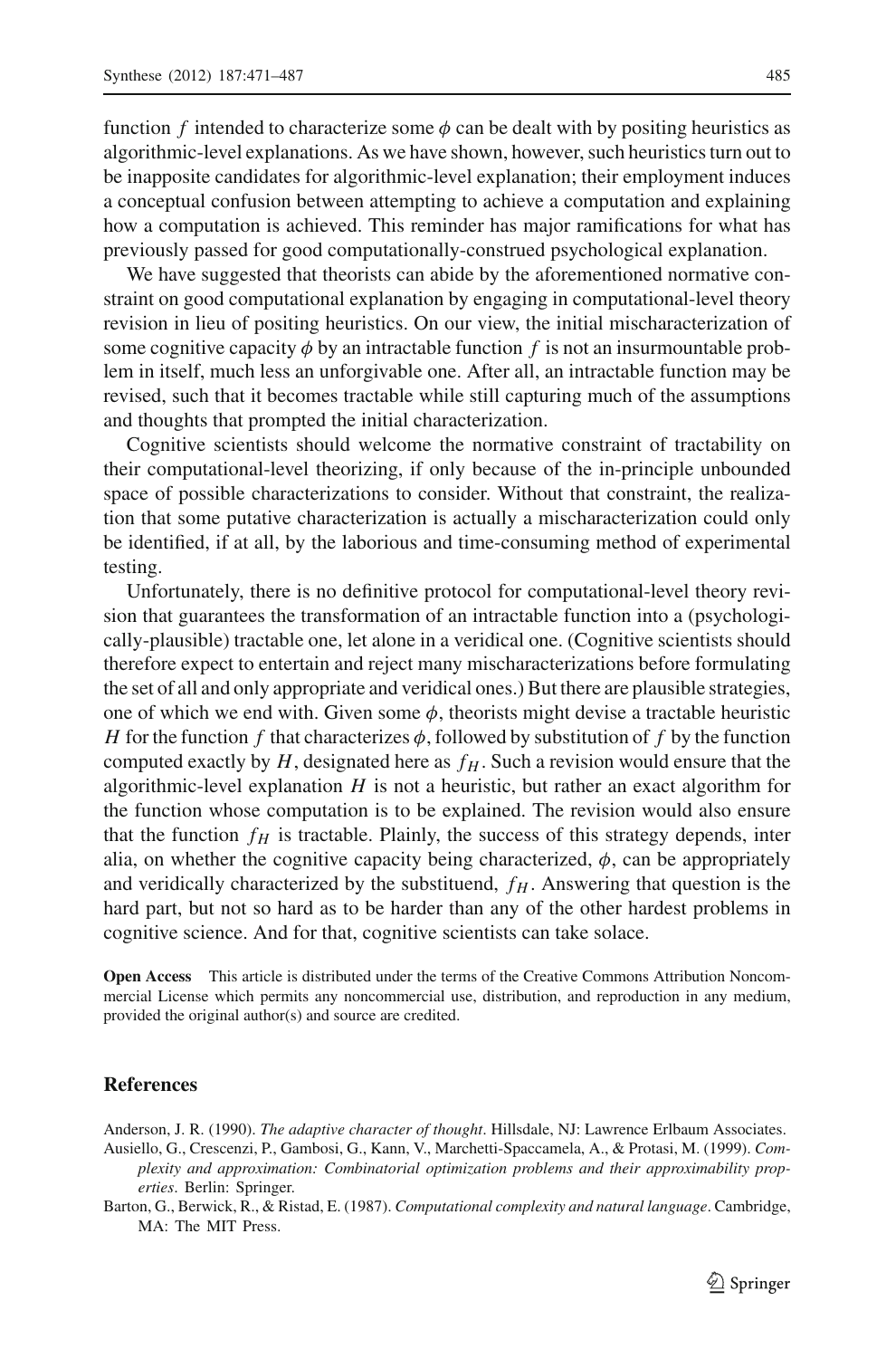function $f$ intended to characterize some $\phi$ can be dealt with by positing heuristics as algorithmic-level explanations. As we have shown, however, such heuristics turn out to be inapposite candidates for algorithmic-level explanation; their employment induces a conceptual confusion between attempting to achieve a computation and explaining how a computation is achieved. This reminder has major ramifications for what has previously passed for good computationally-construed psychological explanation.

We have suggested that theorists can abide by the aforementioned normative constraint on good computational explanation by engaging in computational-level theory revision in lieu of positing heuristics. On our view, the initial mischaracterization of some cognitive capacity $\phi$ by an intractable function $f$ is not an insurmountable problem in itself, much less an unforgivable one. After all, an intractable function may be revised, such that it becomes tractable while still capturing much of the assumptions and thoughts that prompted the initial characterization.

Cognitive scientists should welcome the normative constraint of tractability on their computational-level theorizing, if only because of the in-principle unbounded space of possible characterizations to consider. Without that constraint, the realization that some putative characterization is actually a mischaracterization could only be identified, if at all, by the laborious and time-consuming method of experimental testing.

Unfortunately, there is no definitive protocol for computational-level theory revision that guarantees the transformation of an intractable function into a (psychologically-plausible) tractable one, let alone in a veridical one. (Cognitive scientists should therefore expect to entertain and reject many mischaracterizations before formulating the set of all and only appropriate and veridical ones.) But there are plausible strategies, one of which we end with. Given some $\phi$, theorists might devise a tractable heuristic $H$ for the function $f$ that characterizes $\phi$, followed by substitution of $f$ by the function computed exactly by $H$, designated here as $f_H$. Such a revision would ensure that the algorithmic-level explanation $H$ is not a heuristic, but rather an exact algorithm for the function whose computation is to be explained. The revision would also ensure that the function $f_H$ is tractable. Plainly, the success of this strategy depends, inter alia, on whether the cognitive capacity being characterized, $\phi$, can be appropriately and veridically characterized by the substituend, $f_H$. Answering that question is the hard part, but not so hard as to be harder than any of the other hardest problems in cognitive science. And for that, cognitive scientists can take solace.

**Open Access** This article is distributed under the terms of the Creative Commons Attribution Noncommercial License which permits any noncommercial use, distribution, and reproduction in any medium, provided the original author(s) and source are credited.

## References

Anderson, J. R. (1990). *The adaptive character of thought*. Hillsdale, NJ: Lawrence Erlbaum Associates.

Ausiello, G., Crescenzi, P., Gambosi, G., Kann, V., Marchetti-Spaccamela, A., & Protasi, M. (1999). *Complexity and approximation: Combinatorial optimization problems and their approximability properties*. Berlin: Springer.

Barton, G., Berwick, R., & Ristad, E. (1987). *Computational complexity and natural language*. Cambridge, MA: The MIT Press.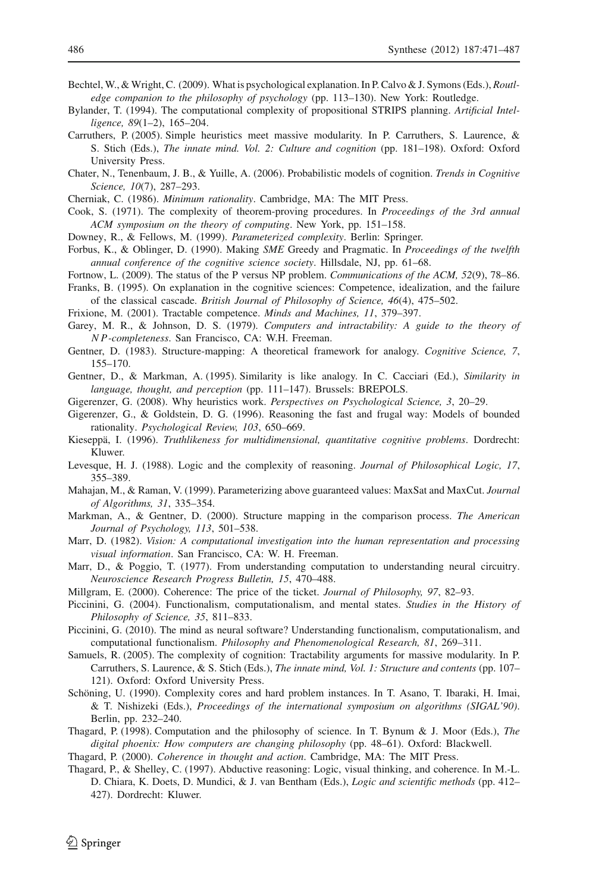Bechtel, W., & Wright, C. (2009). What is psychological explanation. In P. Calvo & J. Symons (Eds.), *Routledge companion to the philosophy of psychology* (pp. 113–130). New York: Routledge.

Bylander, T. (1994). The computational complexity of propositional STRIPS planning. *Artificial Intelligence, 89*(1–2), 165–204.

Carruthers, P. (2005). Simple heuristics meet massive modularity. In P. Carruthers, S. Laurence, & S. Stich (Eds.), *The innate mind. Vol. 2: Culture and cognition* (pp. 181–198). Oxford: Oxford University Press.

Chater, N., Tenenbaum, J. B., & Yuille, A. (2006). Probabilistic models of cognition. *Trends in Cognitive Science, 10*(7), 287–293.

Cherniak, C. (1986). *Minimum rationality*. Cambridge, MA: The MIT Press.

Cook, S. (1971). The complexity of theorem-proving procedures. In *Proceedings of the 3rd annual ACM symposium on the theory of computing*. New York, pp. 151–158.

Downey, R., & Fellows, M. (1999). *Parameterized complexity*. Berlin: Springer.

Forbus, K., & Oblinger, D. (1990). Making *SME* Greedy and Pragmatic. In *Proceedings of the twelfth annual conference of the cognitive science society*. Hillsdale, NJ, pp. 61–68.

Fortnow, L. (2009). The status of the P versus NP problem. *Communications of the ACM, 52*(9), 78–86.

Franks, B. (1995). On explanation in the cognitive sciences: Competence, idealization, and the failure of the classical cascade. *British Journal of Philosophy of Science, 46*(4), 475–502.

Frixione, M. (2001). Tractable competence. *Minds and Machines, 11*, 379–397.

Garey, M. R., & Johnson, D. S. (1979). *Computers and intractability: A guide to the theory of NP-completeness*. San Francisco, CA: W.H. Freeman.

Gentner, D. (1983). Structure-mapping: A theoretical framework for analogy. *Cognitive Science, 7*, 155–170.

Gentner, D., & Markman, A. (1995). Similarity is like analogy. In C. Cacciari (Ed.), *Similarity in language, thought, and perception* (pp. 111–147). Brussels: BREPOLS.

Gigerenzer, G. (2008). Why heuristics work. *Perspectives on Psychological Science, 3*, 20–29.

Gigerenzer, G., & Goldstein, D. G. (1996). Reasoning the fast and frugal way: Models of bounded rationality. *Psychological Review, 103*, 650–669.

Kieseppä, I. (1996). *Truthlikeness for multidimensional, quantitative cognitive problems*. Dordrecht: Kluwer.

Levesque, H. J. (1988). Logic and the complexity of reasoning. *Journal of Philosophical Logic, 17*, 355–389.

Mahajan, M., & Raman, V. (1999). Parameterizing above guaranteed values: MaxSat and MaxCut. *Journal of Algorithms, 31*, 335–354.

Markman, A., & Gentner, D. (2000). Structure mapping in the comparison process. *The American Journal of Psychology, 113*, 501–538.

Marr, D. (1982). *Vision: A computational investigation into the human representation and processing visual information*. San Francisco, CA: W. H. Freeman.

Marr, D., & Poggio, T. (1977). From understanding computation to understanding neural circuitry. *Neuroscience Research Progress Bulletin, 15*, 470–488.

Millgram, E. (2000). Coherence: The price of the ticket. *Journal of Philosophy, 97*, 82–93.

Piccinini, G. (2004). Functionalism, computationalism, and mental states. *Studies in the History of Philosophy of Science, 35*, 811–833.

Piccinini, G. (2010). The mind as neural software? Understanding functionalism, computationalism, and computational functionalism. *Philosophy and Phenomenological Research, 81*, 269–311.

Samuels, R. (2005). The complexity of cognition: Tractability arguments for massive modularity. In P. Carruthers, S. Laurence, & S. Stich (Eds.), *The innate mind, Vol. 1: Structure and contents* (pp. 107–121). Oxford: Oxford University Press.

Schöning, U. (1990). Complexity cores and hard problem instances. In T. Asano, T. Ibaraki, H. Imai, & T. Nishizeki (Eds.), *Proceedings of the international symposium on algorithms (SIGAL'90)*. Berlin, pp. 232–240.

Thagard, P. (1998). Computation and the philosophy of science. In T. Bynum & J. Moor (Eds.), *The digital phoenix: How computers are changing philosophy* (pp. 48–61). Oxford: Blackwell.

Thagard, P. (2000). *Coherence in thought and action*. Cambridge, MA: The MIT Press.

Thagard, P., & Shelley, C. (1997). Abductive reasoning: Logic, visual thinking, and coherence. In M.-L. D. Chiara, K. Doets, D. Mundici, & J. van Bentham (Eds.), *Logic and scientific methods* (pp. 412–427). Dordrecht: Kluwer.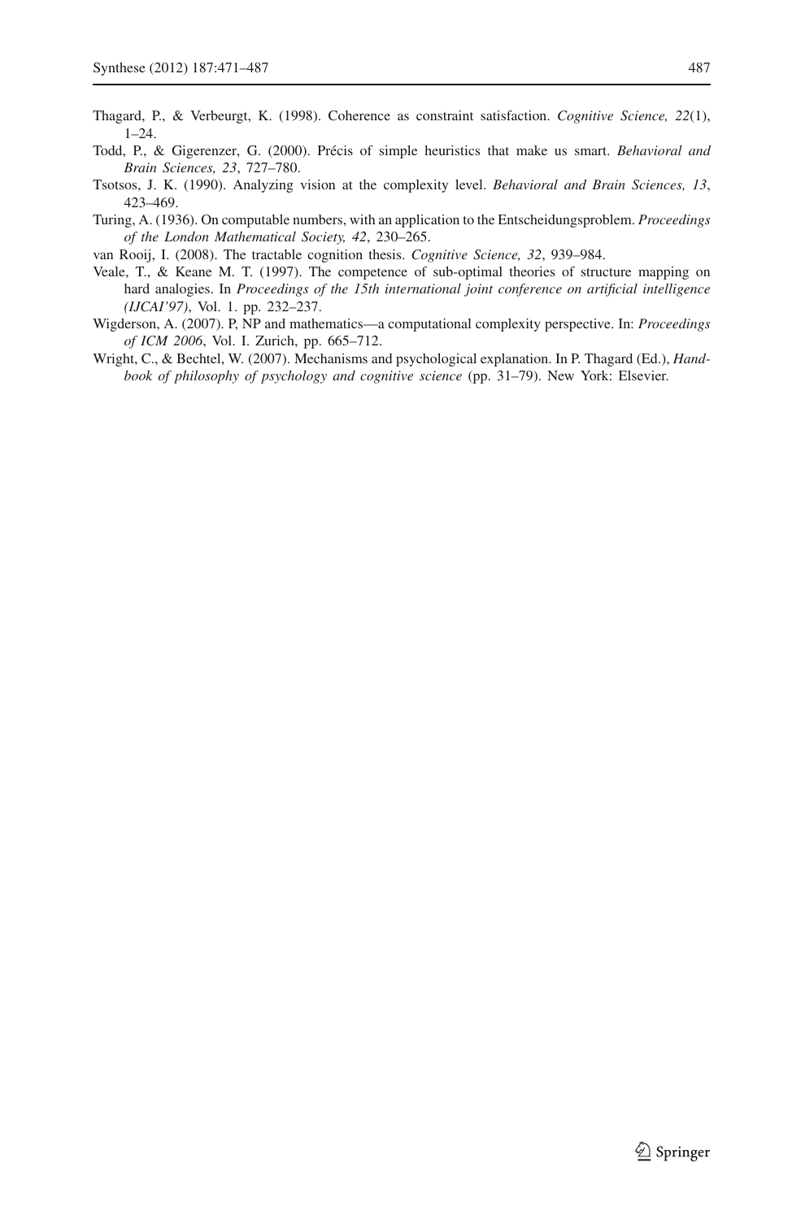Thagard, P., & Verbeurgt, K. (1998). Coherence as constraint satisfaction. *Cognitive Science, 22*(1), 1–24.

Todd, P., & Gigerenzer, G. (2000). Précis of simple heuristics that make us smart. *Behavioral and Brain Sciences, 23*, 727–780.

Tsotsos, J. K. (1990). Analyzing vision at the complexity level. *Behavioral and Brain Sciences, 13*, 423–469.

Turing, A. (1936). On computable numbers, with an application to the Entscheidungsproblem. *Proceedings of the London Mathematical Society, 42*, 230–265.

van Rooij, I. (2008). The tractable cognition thesis. *Cognitive Science, 32*, 939–984.

Veale, T., & Keane M. T. (1997). The competence of sub-optimal theories of structure mapping on hard analogies. In *Proceedings of the 15th international joint conference on artificial intelligence (IJCAI'97)*, Vol. 1. pp. 232–237.

Wigderson, A. (2007). P, NP and mathematics—a computational complexity perspective. In: *Proceedings of ICM 2006*, Vol. I. Zurich, pp. 665–712.

Wright, C., & Bechtel, W. (2007). Mechanisms and psychological explanation. In P. Thagard (Ed.), *Handbook of philosophy of psychology and cognitive science* (pp. 31–79). New York: Elsevier.